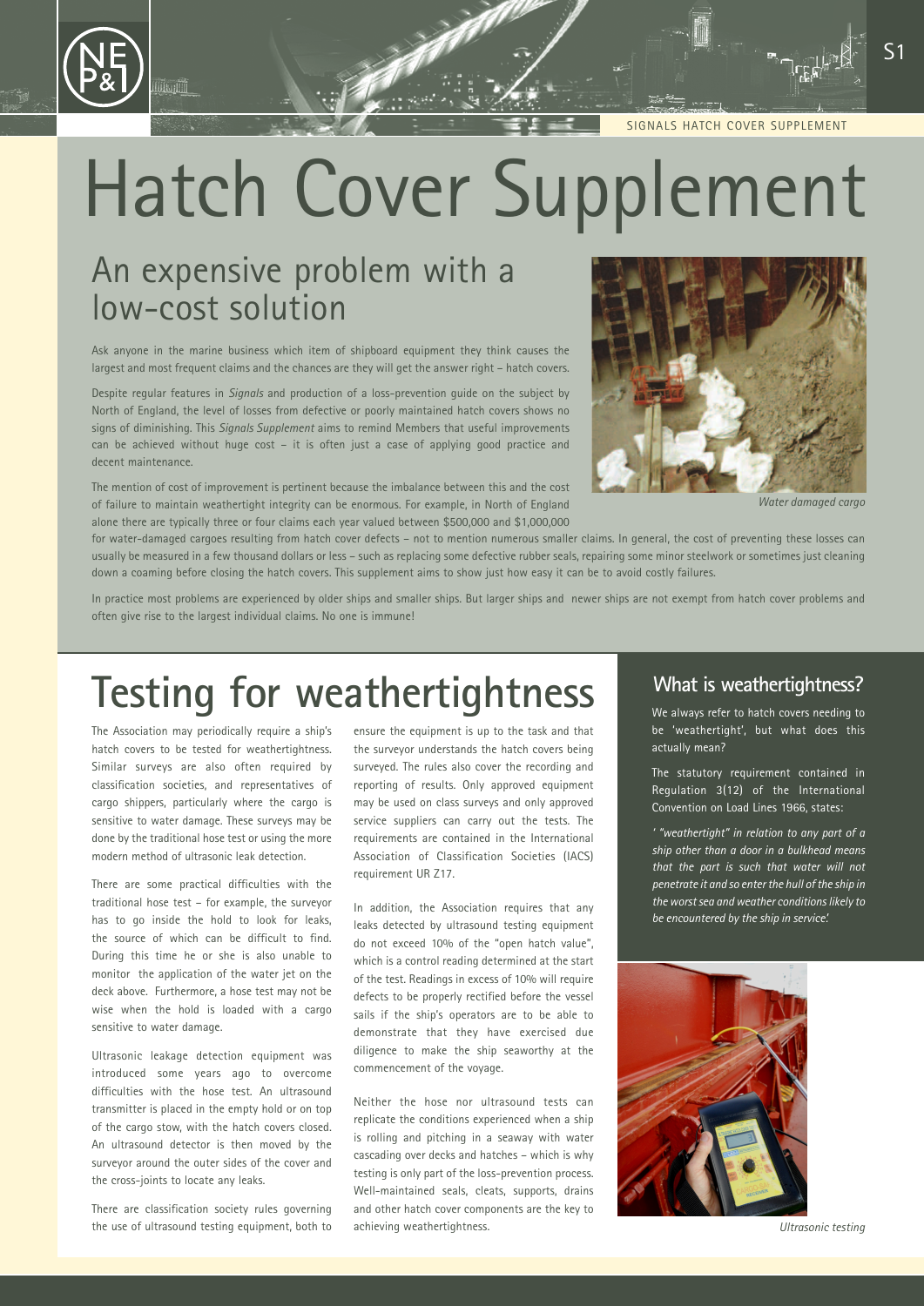# Hatch Cover Supplement

## An expensive problem with a low-cost solution

Ask anyone in the marine business which item of shipboard equipment they think causes the largest and most frequent claims and the chances are they will get the answer right – hatch covers.

Despite regular features in *Signals* and production of a loss-prevention guide on the subject by North of England, the level of losses from defective or poorly maintained hatch covers shows no signs of diminishing. This *Signals Supplement* aims to remind Members that useful improvements can be achieved without huge cost – it is often just a case of applying good practice and decent maintenance.

The mention of cost of improvement is pertinent because the imbalance between this and the cost of failure to maintain weathertight integrity can be enormous. For example, in North of England alone there are typically three or four claims each year valued between $500,000 and $1,000,000 for water-damaged cargoes resulting from hatch cover defects – not to mention numerous smaller claims. In general, the cost of preventing these losses can usually be measured in a few thousand dollars or less – such as replacing some defective rubber seals, repairing some minor steelwork or sometimes just cleaning down a coaming before closing the hatch covers. This supplement aims to show just how easy it can be to avoid costly failures.

*Water damaged cargo*

In practice most problems are experienced by older ships and smaller ships. But larger ships and newer ships are not exempt from hatch cover problems and often give rise to the largest individual claims. No one is immune!

## Testing for weathertightness

The Association may periodically require a ship's hatch covers to be tested for weathertightness. Similar surveys are also often required by classification societies, and representatives of cargo shippers, particularly where the cargo is sensitive to water damage. These surveys may be done by the traditional hose test or using the more modern method of ultrasonic leak detection.

There are some practical difficulties with the traditional hose test – for example, the surveyor has to go inside the hold to look for leaks, the source of which can be difficult to find. During this time he or she is also unable to monitor the application of the water jet on the deck above. Furthermore, a hose test may not be wise when the hold is loaded with a cargo sensitive to water damage.

Ultrasonic leakage detection equipment was introduced some years ago to overcome difficulties with the hose test. An ultrasound transmitter is placed in the empty hold or on top of the cargo stow, with the hatch covers closed. An ultrasound detector is then moved by the surveyor around the outer sides of the cover and the cross-joints to locate any leaks.

There are classification society rules governing the use of ultrasound testing equipment, both to ensure the equipment is up to the task and that the surveyor understands the hatch covers being surveyed. The rules also cover the recording and reporting of results. Only approved equipment may be used on class surveys and only approved service suppliers can carry out the tests. The requirements are contained in the International Association of Classification Societies (IACS) requirement UR Z17.

In addition, the Association requires that any leaks detected by ultrasound testing equipment do not exceed 10% of the "open hatch value", which is a control reading determined at the start of the test. Readings in excess of 10% will require defects to be properly rectified before the vessel sails if the ship's operators are to be able to demonstrate that they have exercised due diligence to make the ship seaworthy at the commencement of the voyage.

Neither the hose nor ultrasound tests can replicate the conditions experienced when a ship is rolling and pitching in a seaway with water cascading over decks and hatches – which is why testing is only part of the loss-prevention process. Well-maintained seals, cleats, supports, drains and other hatch cover components are the key to achieving weathertightness.

### What is weathertightness?

We always refer to hatch covers needing to be 'weathertight', but what does this actually mean?

The statutory requirement contained in Regulation 3(12) of the International Convention on Load Lines 1966, states:

*' "weathertight" in relation to any part of a ship other than a door in a bulkhead means that the part is such that water will not penetrate it and so enter the hull of the ship in the worst sea and weather conditions likely to be encountered by the ship in service.'*

*Ultrasonic testing*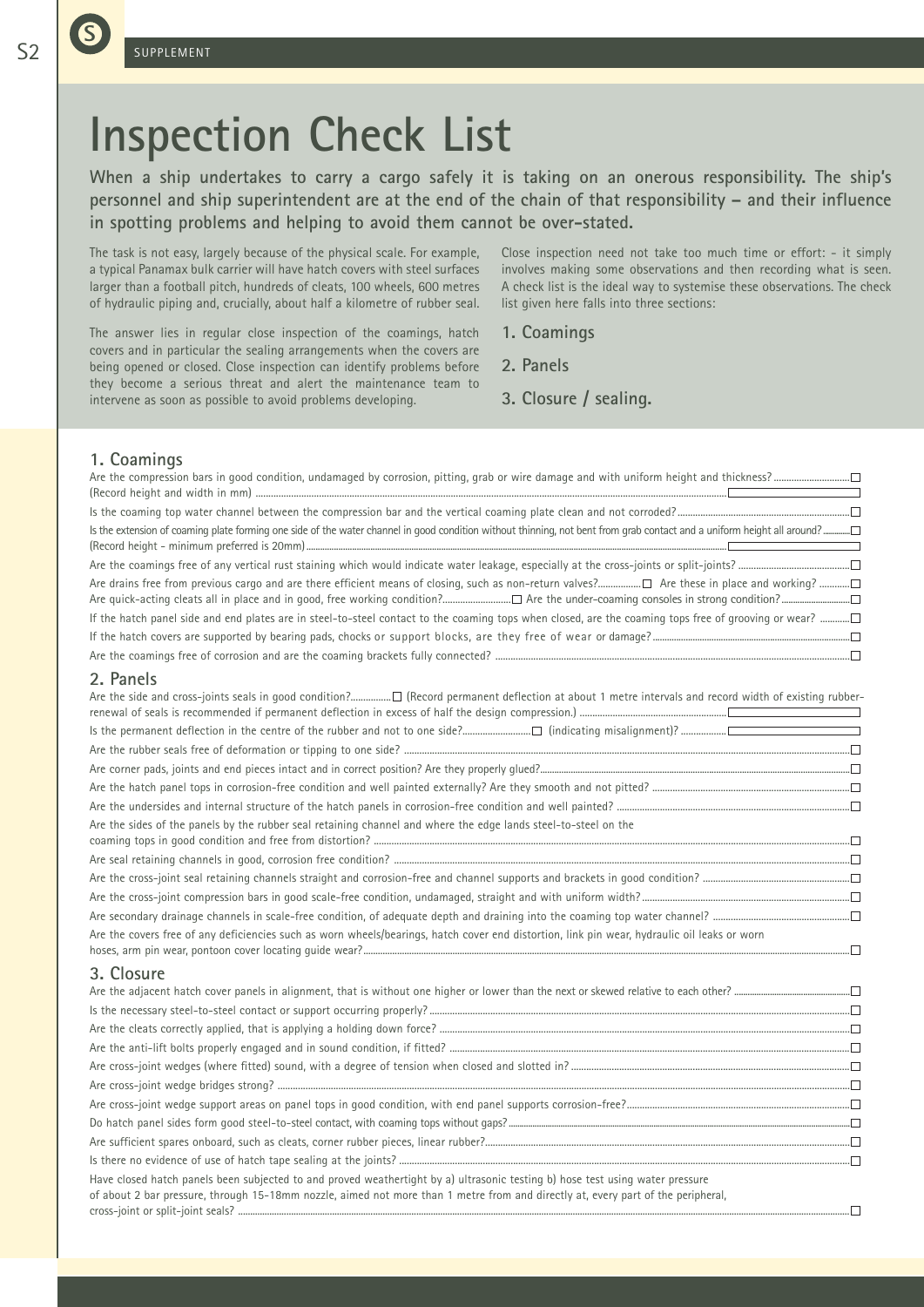# Inspection Check List

**When a ship undertakes to carry a cargo safely it is taking on an onerous responsibility. The ship's personnel and ship superintendent are at the end of the chain of that responsibility – and their influence in spotting problems and helping to avoid them cannot be over-stated.**

The task is not easy, largely because of the physical scale. For example, a typical Panamax bulk carrier will have hatch covers with steel surfaces larger than a football pitch, hundreds of cleats, 100 wheels, 600 metres of hydraulic piping and, crucially, about half a kilometre of rubber seal.

The answer lies in regular close inspection of the coamings, hatch covers and in particular the sealing arrangements when the covers are being opened or closed. Close inspection can identify problems before they become a serious threat and alert the maintenance team to intervene as soon as possible to avoid problems developing.

Close inspection need not take too much time or effort: - it simply involves making some observations and then recording what is seen. A check list is the ideal way to systemise these observations. The check list given here falls into three sections:

1. **Coamings**
2. **Panels**
3. **Closure / sealing.**

## 1. Coamings

- Are the compression bars in good condition, undamaged by corrosion, pitting, grab or wire damage and with uniform height and thickness? ☐
  (Record height and width in mm) ________
- Is the coaming top water channel between the compression bar and the vertical coaming plate clean and not corroded? ☐
- Is the extension of coaming plate forming one side of the water channel in good condition without thinning, not bent from grab contact and a uniform height all around? ☐
  (Record height - minimum preferred is 20mm) ________
- Are the coamings free of any vertical rust staining which would indicate water leakage, especially at the cross-joints or split-joints? ☐
- Are drains free from previous cargo and are there efficient means of closing, such as non-return valves? ☐ Are these in place and working? ☐
- Are quick-acting cleats all in place and in good, free working condition? ☐ Are the under-coaming consoles in strong condition? ☐
- If the hatch panel side and end plates are in steel-to-steel contact to the coaming tops when closed, are the coaming tops free of grooving or wear? ☐
- If the hatch covers are supported by bearing pads, chocks or support blocks, are they free of wear or damage? ☐
- Are the coamings free of corrosion and are the coaming brackets fully connected? ☐

## 2. Panels

- Are the side and cross-joints seals in good condition? ☐ (Record permanent deflection at about 1 metre intervals and record width of existing rubber-renewal of seals is recommended if permanent deflection in excess of half the design compression.) ________
- Is the permanent deflection in the centre of the rubber and not to one side? ☐ (indicating misalignment)? ________
- Are the rubber seals free of deformation or tipping to one side? ☐
- Are corner pads, joints and end pieces intact and in correct position? Are they properly glued? ☐
- Are the hatch panel tops in corrosion-free condition and well painted externally? Are they smooth and not pitted? ☐
- Are the undersides and internal structure of the hatch panels in corrosion-free condition and well painted? ☐
- Are the sides of the panels by the rubber seal retaining channel and where the edge lands steel-to-steel on the coaming tops in good condition and free from distortion? ☐
- Are seal retaining channels in good, corrosion free condition? ☐
- Are the cross-joint seal retaining channels straight and corrosion-free and channel supports and brackets in good condition? ☐
- Are the cross-joint compression bars in good scale-free condition, undamaged, straight and with uniform width? ☐
- Are secondary drainage channels in scale-free condition, of adequate depth and draining into the coaming top water channel? ☐
- Are the covers free of any deficiencies such as worn wheels/bearings, hatch cover end distortion, link pin wear, hydraulic oil leaks or worn hoses, arm pin wear, pontoon cover locating guide wear? ☐

## 3. Closure

- Are the adjacent hatch cover panels in alignment, that is without one higher or lower than the next or skewed relative to each other? ☐
- Is the necessary steel-to-steel contact or support occurring properly? ☐
- Are the cleats correctly applied, that is applying a holding down force? ☐
- Are the anti-lift bolts properly engaged and in sound condition, if fitted? ☐
- Are cross-joint wedges (where fitted) sound, with a degree of tension when closed and slotted in? ☐
- Are cross-joint wedge bridges strong? ☐
- Are cross-joint wedge support areas on panel tops in good condition, with end panel supports corrosion-free? ☐
- Do hatch panel sides form good steel-to-steel contact, with coaming tops without gaps? ☐
- Are sufficient spares onboard, such as cleats, corner rubber pieces, linear rubber? ☐
- Is there no evidence of use of hatch tape sealing at the joints? ☐
- Have closed hatch panels been subjected to and proved weathertight by a) ultrasonic testing b) hose test using water pressure of about 2 bar pressure, through 15-18mm nozzle, aimed not more than 1 metre from and directly at, every part of the peripheral, cross-joint or split-joint seals? ☐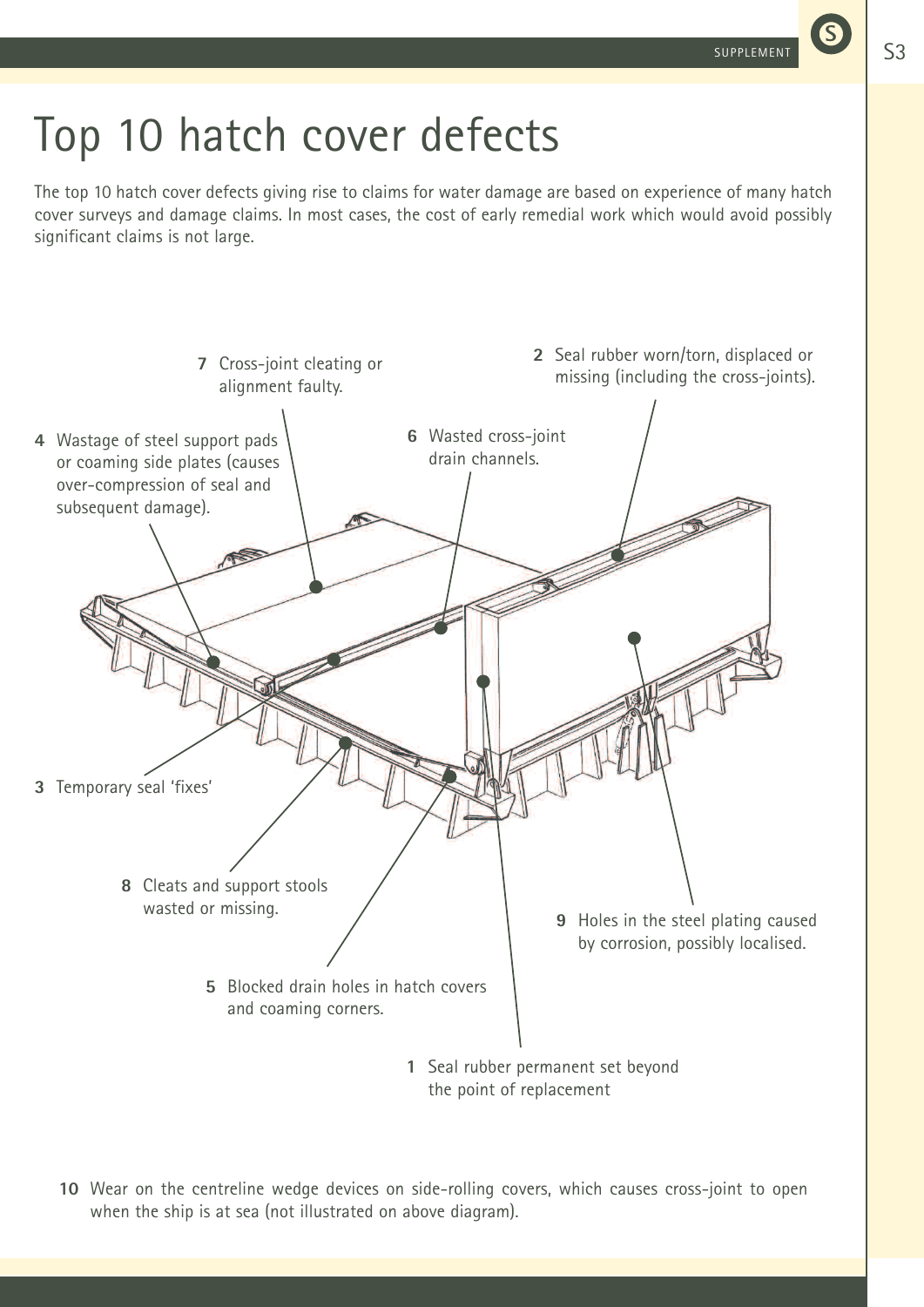# Top 10 hatch cover defects

The top 10 hatch cover defects giving rise to claims for water damage are based on experience of many hatch cover surveys and damage claims. In most cases, the cost of early remedial work which would avoid possibly significant claims is not large.

**7** Cross-joint cleating or alignment faulty.

**2** Seal rubber worn/torn, displaced or missing (including the cross-joints).

**4** Wastage of steel support pads or coaming side plates (causes over-compression of seal and subsequent damage).

**6** Wasted cross-joint drain channels.

**3** Temporary seal 'fixes'

**8** Cleats and support stools wasted or missing.

**9** Holes in the steel plating caused by corrosion, possibly localised.

**5** Blocked drain holes in hatch covers and coaming corners.

**1** Seal rubber permanent set beyond the point of replacement

**10** Wear on the centreline wedge devices on side-rolling covers, which causes cross-joint to open when the ship is at sea (not illustrated on above diagram).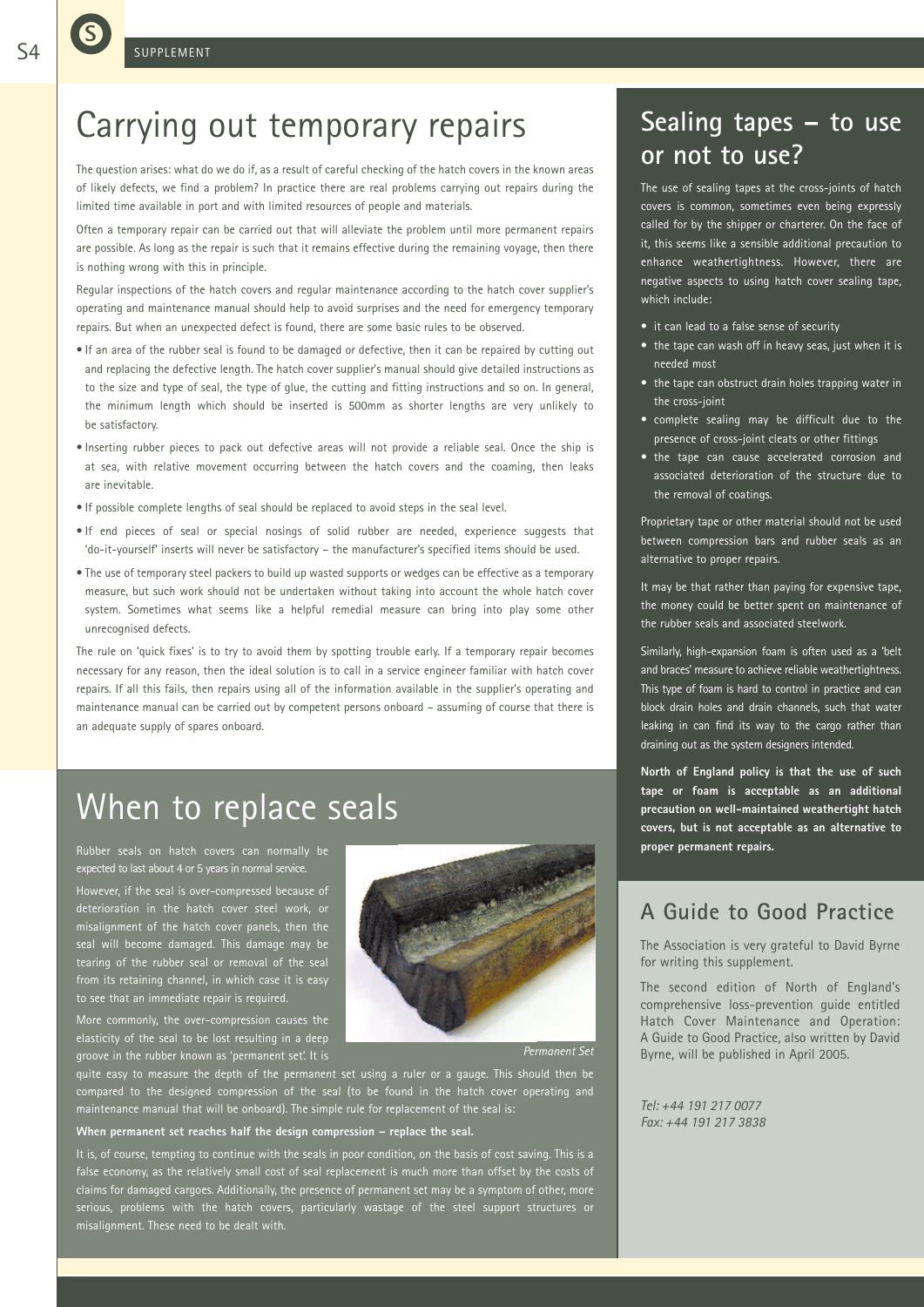# Carrying out temporary repairs

The question arises: what do we do if, as a result of careful checking of the hatch covers in the known areas of likely defects, we find a problem? In practice there are real problems carrying out repairs during the limited time available in port and with limited resources of people and materials.

Often a temporary repair can be carried out that will alleviate the problem until more permanent repairs are possible. As long as the repair is such that it remains effective during the remaining voyage, then there is nothing wrong with this in principle.

Regular inspections of the hatch covers and regular maintenance according to the hatch cover supplier's operating and maintenance manual should help to avoid surprises and the need for emergency temporary repairs. But when an unexpected defect is found, there are some basic rules to be observed.

- If an area of the rubber seal is found to be damaged or defective, then it can be repaired by cutting out and replacing the defective length. The hatch cover supplier's manual should give detailed instructions as to the size and type of seal, the type of glue, the cutting and fitting instructions and so on. In general, the minimum length which should be inserted is 500mm as shorter lengths are very unlikely to be satisfactory.
- Inserting rubber pieces to pack out defective areas will not provide a reliable seal. Once the ship is at sea, with relative movement occurring between the hatch covers and the coaming, then leaks are inevitable.
- If possible complete lengths of seal should be replaced to avoid steps in the seal level.
- If end pieces of seal or special nosings of solid rubber are needed, experience suggests that 'do-it-yourself' inserts will never be satisfactory – the manufacturer's specified items should be used.
- The use of temporary steel packers to build up wasted supports or wedges can be effective as a temporary measure, but such work should not be undertaken without taking into account the whole hatch cover system. Sometimes what seems like a helpful remedial measure can bring into play some other unrecognised defects.

The rule on 'quick fixes' is to try to avoid them by spotting trouble early. If a temporary repair becomes necessary for any reason, then the ideal solution is to call in a service engineer familiar with hatch cover repairs. If all this fails, then repairs using all of the information available in the supplier's operating and maintenance manual can be carried out by competent persons onboard – assuming of course that there is an adequate supply of spares onboard.

# When to replace seals

Rubber seals on hatch covers can normally be expected to last about 4 or 5 years in normal service.

However, if the seal is over-compressed because of deterioration in the hatch cover steel work, or misalignment of the hatch cover panels, then the seal will become damaged. This damage may be tearing of the rubber seal or removal of the seal from its retaining channel, in which case it is easy to see that an immediate repair is required.

More commonly, the over-compression causes the elasticity of the seal to be lost resulting in a deep groove in the rubber known as 'permanent set'. It is quite easy to measure the depth of the permanent set using a ruler or a gauge. This should then be compared to the designed compression of the seal (to be found in the hatch cover operating and maintenance manual that will be onboard). The simple rule for replacement of the seal is:

*Permanent Set*

**When permanent set reaches half the design compression – replace the seal.**

It is, of course, tempting to continue with the seals in poor condition, on the basis of cost saving. This is a false economy, as the relatively small cost of seal replacement is much more than offset by the costs of claims for damaged cargoes. Additionally, the presence of permanent set may be a symptom of other, more serious, problems with the hatch covers, particularly wastage of the steel support structures or misalignment. These need to be dealt with.

## Sealing tapes – to use or not to use?

The use of sealing tapes at the cross-joints of hatch covers is common, sometimes even being expressly called for by the shipper or charterer. On the face of it, this seems like a sensible additional precaution to enhance weathertightness. However, there are negative aspects to using hatch cover sealing tape, which include:

- it can lead to a false sense of security
- the tape can wash off in heavy seas, just when it is needed most
- the tape can obstruct drain holes trapping water in the cross-joint
- complete sealing may be difficult due to the presence of cross-joint cleats or other fittings
- the tape can cause accelerated corrosion and associated deterioration of the structure due to the removal of coatings.

Proprietary tape or other material should not be used between compression bars and rubber seals as an alternative to proper repairs.

It may be that rather than paying for expensive tape, the money could be better spent on maintenance of the rubber seals and associated steelwork.

Similarly, high-expansion foam is often used as a 'belt and braces' measure to achieve reliable weathertightness. This type of foam is hard to control in practice and can block drain holes and drain channels, such that water leaking in can find its way to the cargo rather than draining out as the system designers intended.

**North of England policy is that the use of such tape or foam is acceptable as an additional precaution on well-maintained weathertight hatch covers, but is not acceptable as an alternative to proper permanent repairs.**

## A Guide to Good Practice

The Association is very grateful to David Byrne for writing this supplement.

The second edition of North of England's comprehensive loss-prevention guide entitled Hatch Cover Maintenance and Operation: A Guide to Good Practice, also written by David Byrne, will be published in April 2005.

*Tel: +44 191 217 0077*
*Fax: +44 191 217 3838*